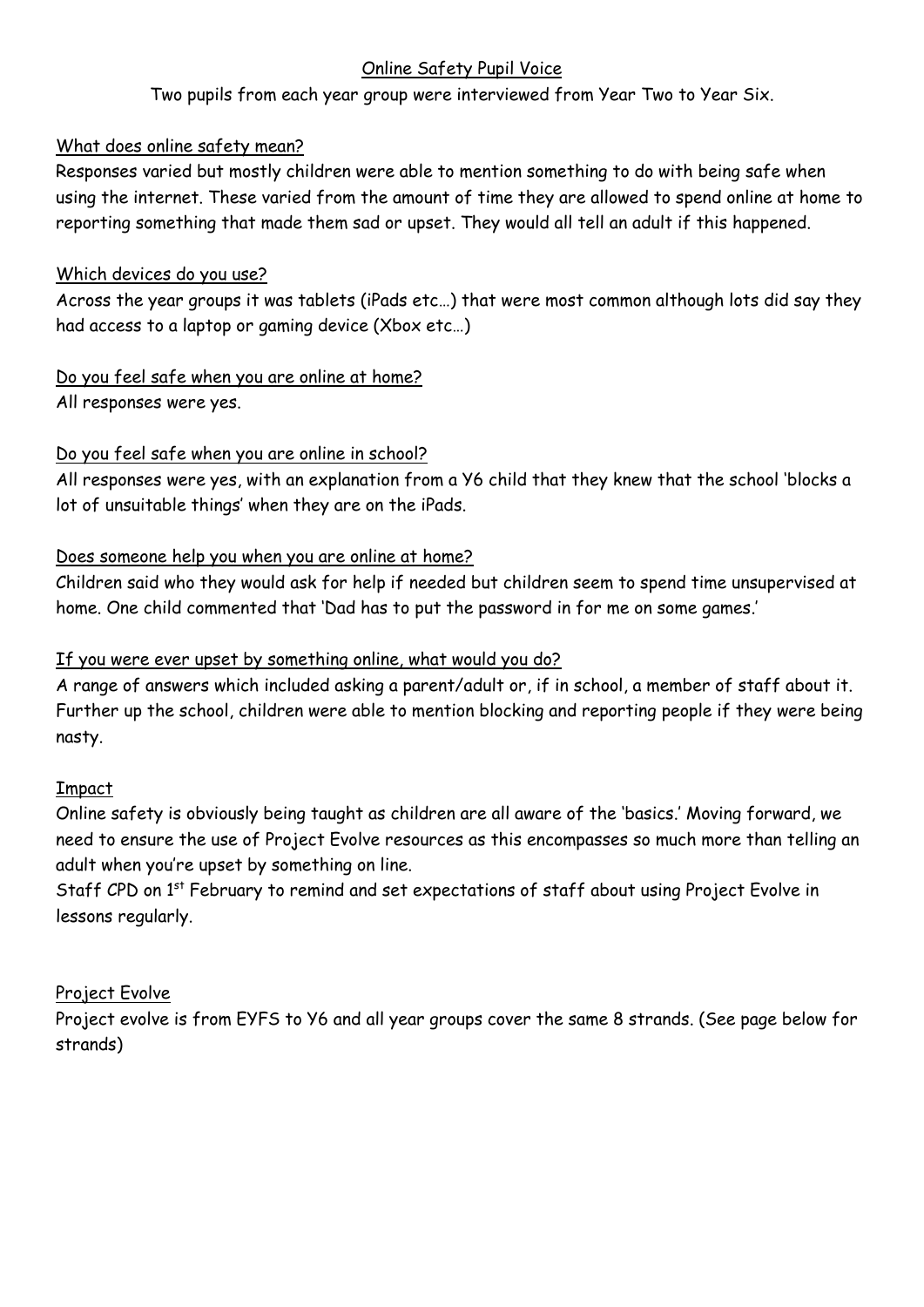# Online Safety Pupil Voice

Two pupils from each year group were interviewed from Year Two to Year Six.

## What does online safety mean?

Responses varied but mostly children were able to mention something to do with being safe when using the internet. These varied from the amount of time they are allowed to spend online at home to reporting something that made them sad or upset. They would all tell an adult if this happened.

## Which devices do you use?

Across the year groups it was tablets (iPads etc…) that were most common although lots did say they had access to a laptop or gaming device (Xbox etc…)

## Do you feel safe when you are online at home?

All responses were yes.

## Do you feel safe when you are online in school?

All responses were yes, with an explanation from a Y6 child that they knew that the school 'blocks a lot of unsuitable things' when they are on the iPads.

## Does someone help you when you are online at home?

Children said who they would ask for help if needed but children seem to spend time unsupervised at home. One child commented that 'Dad has to put the password in for me on some games.'

## If you were ever upset by something online, what would you do?

A range of answers which included asking a parent/adult or, if in school, a member of staff about it. Further up the school, children were able to mention blocking and reporting people if they were being nasty.

## Impact

Online safety is obviously being taught as children are all aware of the 'basics.' Moving forward, we need to ensure the use of Project Evolve resources as this encompasses so much more than telling an adult when you're upset by something on line.

Staff CPD on 1st February to remind and set expectations of staff about using Project Evolve in lessons regularly.

## Project Evolve

Project evolve is from EYFS to Y6 and all year groups cover the same 8 strands. (See page below for strands)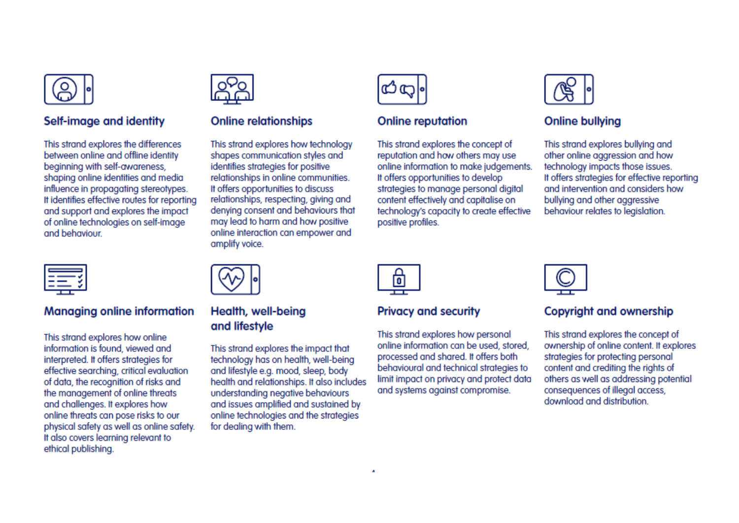### Self-image and identity

This strand explores the differences between online and offline identity beginning with self-awareness, shaping online identities and media influence in propagating stereotypes. It identifies effective routes for reporting and support and explores the impact of online technologies on self-image and behaviour.

### Online relationships

This strand explores how technology shapes communication styles and identifies strategies for positive relationships in online communities. It offers opportunities to discuss relationships, respecting, giving and denying consent and behaviours that may lead to harm and how positive online interaction can empower and amplify voice.

### Online reputation

This strand explores the concept of reputation and how others may use online information to make judgements. It offers opportunities to develop strategies to manage personal digital content effectively and capitalise on technology's capacity to create effective positive profiles.

### Online bullying

This strand explores bullying and other online aggression and how technology impacts those issues. It offers strategies for effective reporting and intervention and considers how bullying and other aggressive behaviour relates to legislation.

### Managing online information

This strand explores how online information is found, viewed and interpreted. It offers strategies for effective searching, critical evaluation of data, the recognition of risks and the management of online threats and challenges. It explores how online threats can pose risks to our physical safety as well as online safety. It also covers learning relevant to ethical publishing.

### Health, well-being and lifestyle

This strand explores the impact that technology has on health, well-being and lifestyle e.g. mood, sleep, body health and relationships. It also includes understanding negative behaviours and issues amplified and sustained by online technologies and the strategies for dealing with them.

### Privacy and security

This strand explores how personal online information can be used, stored, processed and shared. It offers both behavioural and technical strategies to limit impact on privacy and protect data and systems against compromise.

### Copyright and ownership

This strand explores the concept of ownership of online content. It explores strategies for protecting personal content and crediting the rights of others as well as addressing potential consequences of illegal access, download and distribution.